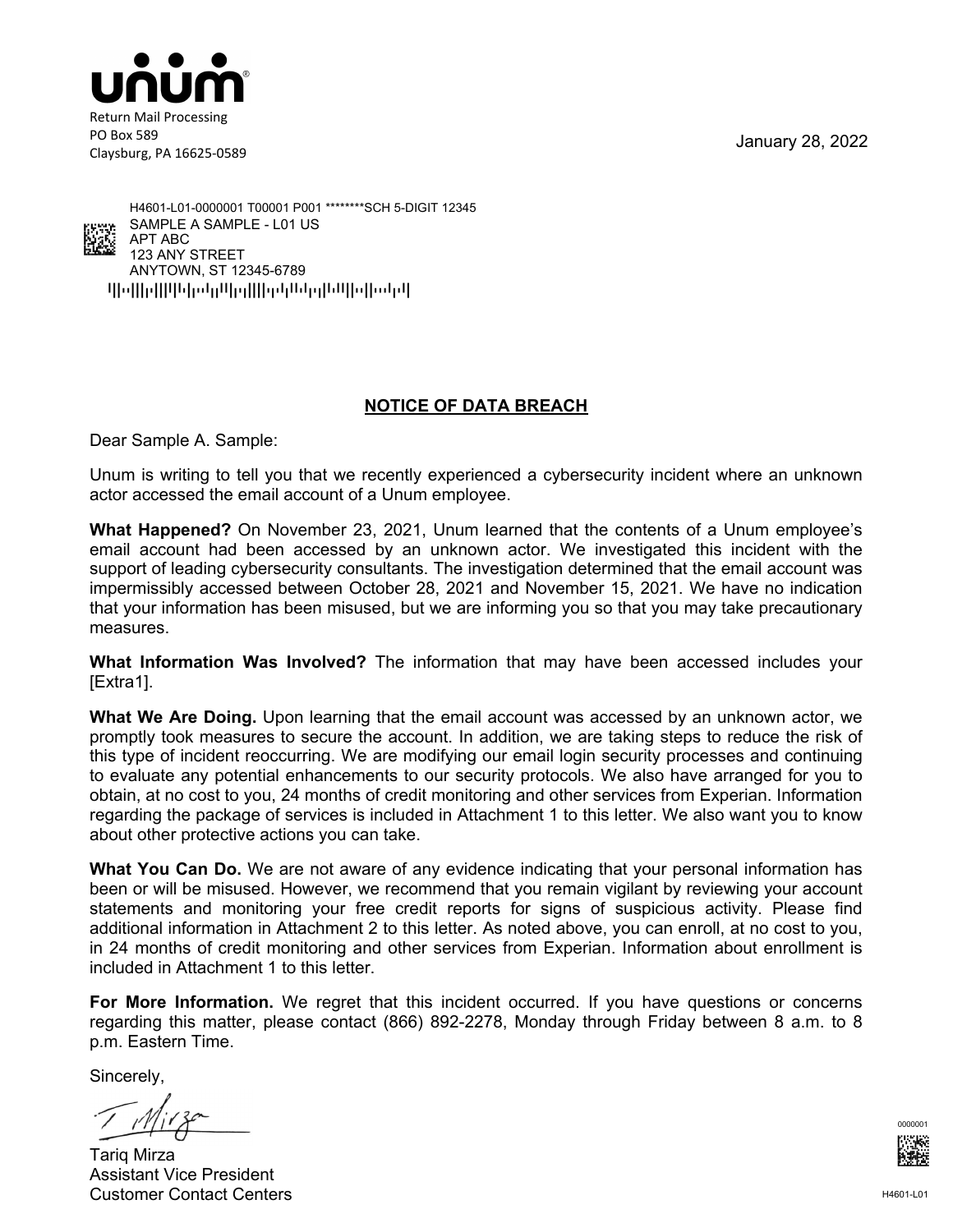unum®

Return Mail Processing
PO Box 589
Claysburg, PA 16625-0589

January 28, 2022

H4601-L01-0000001 T00001 P001 ********SCH 5-DIGIT 12345
SAMPLE A SAMPLE - L01 US
APT ABC
123 ANY STREET
ANYTOWN, ST 12345-6789

## NOTICE OF DATA BREACH

Dear Sample A. Sample:

Unum is writing to tell you that we recently experienced a cybersecurity incident where an unknown actor accessed the email account of a Unum employee.

**What Happened?** On November 23, 2021, Unum learned that the contents of a Unum employee's email account had been accessed by an unknown actor. We investigated this incident with the support of leading cybersecurity consultants. The investigation determined that the email account was impermissibly accessed between October 28, 2021 and November 15, 2021. We have no indication that your information has been misused, but we are informing you so that you may take precautionary measures.

**What Information Was Involved?** The information that may have been accessed includes your [Extra1].

**What We Are Doing.** Upon learning that the email account was accessed by an unknown actor, we promptly took measures to secure the account. In addition, we are taking steps to reduce the risk of this type of incident reoccurring. We are modifying our email login security processes and continuing to evaluate any potential enhancements to our security protocols. We also have arranged for you to obtain, at no cost to you, 24 months of credit monitoring and other services from Experian. Information regarding the package of services is included in Attachment 1 to this letter. We also want you to know about other protective actions you can take.

**What You Can Do.** We are not aware of any evidence indicating that your personal information has been or will be misused. However, we recommend that you remain vigilant by reviewing your account statements and monitoring your free credit reports for signs of suspicious activity. Please find additional information in Attachment 2 to this letter. As noted above, you can enroll, at no cost to you, in 24 months of credit monitoring and other services from Experian. Information about enrollment is included in Attachment 1 to this letter.

**For More Information.** We regret that this incident occurred. If you have questions or concerns regarding this matter, please contact (866) 892-2278, Monday through Friday between 8 a.m. to 8 p.m. Eastern Time.

Sincerely,

Tariq Mirza
Assistant Vice President
Customer Contact Centers

0000001

H4601-L01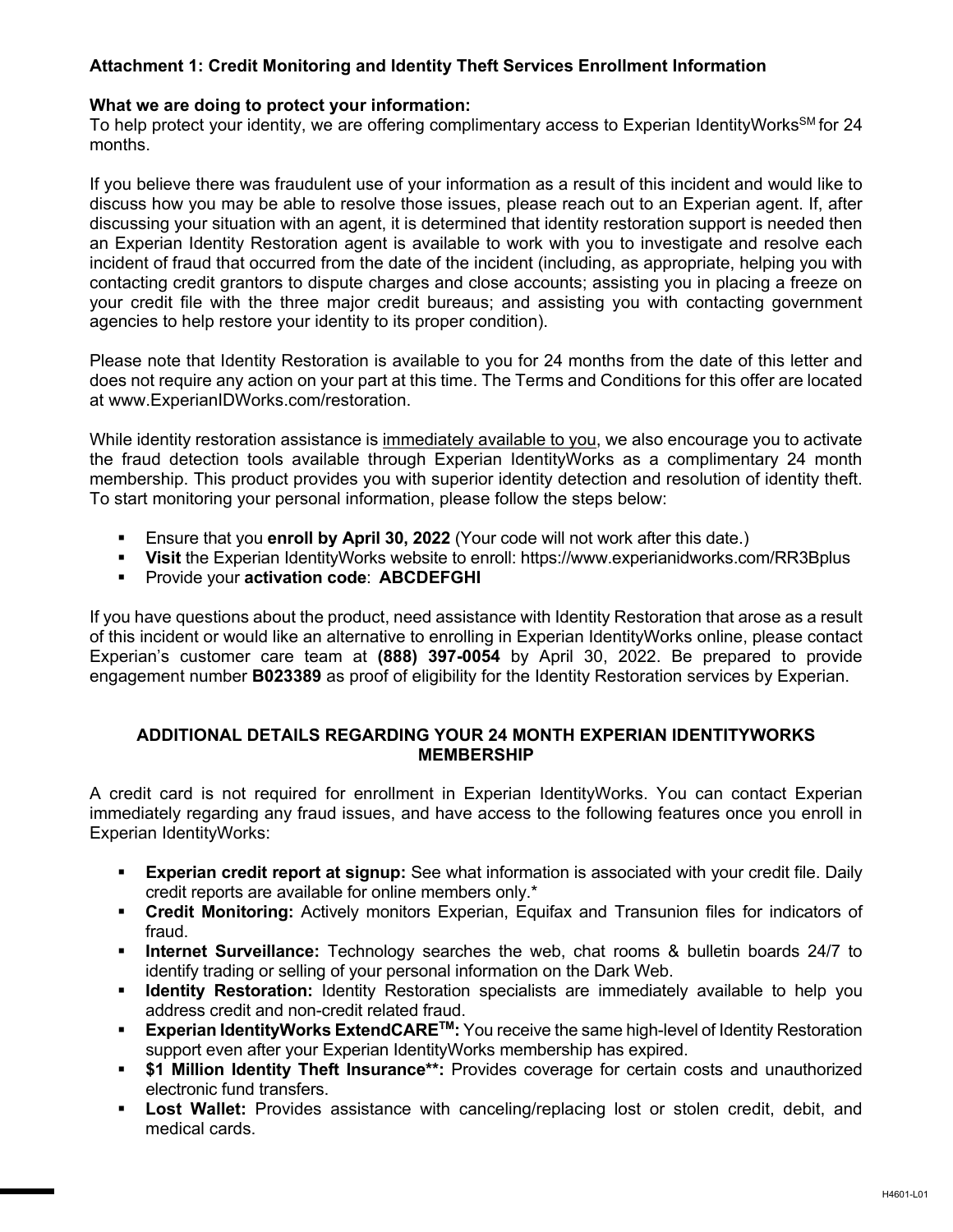**Attachment 1: Credit Monitoring and Identity Theft Services Enrollment Information**

**What we are doing to protect your information:**
To help protect your identity, we are offering complimentary access to Experian IdentityWorks[SM] for 24 months.

If you believe there was fraudulent use of your information as a result of this incident and would like to discuss how you may be able to resolve those issues, please reach out to an Experian agent. If, after discussing your situation with an agent, it is determined that identity restoration support is needed then an Experian Identity Restoration agent is available to work with you to investigate and resolve each incident of fraud that occurred from the date of the incident (including, as appropriate, helping you with contacting credit grantors to dispute charges and close accounts; assisting you in placing a freeze on your credit file with the three major credit bureaus; and assisting you with contacting government agencies to help restore your identity to its proper condition).

Please note that Identity Restoration is available to you for 24 months from the date of this letter and does not require any action on your part at this time. The Terms and Conditions for this offer are located at www.ExperianIDWorks.com/restoration.

While identity restoration assistance is <u>immediately available to you</u>, we also encourage you to activate the fraud detection tools available through Experian IdentityWorks as a complimentary 24 month membership. This product provides you with superior identity detection and resolution of identity theft. To start monitoring your personal information, please follow the steps below:

- Ensure that you **enroll by April 30, 2022** (Your code will not work after this date.)
- **Visit** the Experian IdentityWorks website to enroll: https://www.experianidworks.com/RR3Bplus
- Provide your **activation code**: **ABCDEFGHI**

If you have questions about the product, need assistance with Identity Restoration that arose as a result of this incident or would like an alternative to enrolling in Experian IdentityWorks online, please contact Experian's customer care team at **(888) 397-0054** by April 30, 2022. Be prepared to provide engagement number **B023389** as proof of eligibility for the Identity Restoration services by Experian.

**ADDITIONAL DETAILS REGARDING YOUR 24 MONTH EXPERIAN IDENTITYWORKS MEMBERSHIP**

A credit card is not required for enrollment in Experian IdentityWorks. You can contact Experian immediately regarding any fraud issues, and have access to the following features once you enroll in Experian IdentityWorks:

- **Experian credit report at signup:** See what information is associated with your credit file. Daily credit reports are available for online members only.*
- **Credit Monitoring:** Actively monitors Experian, Equifax and Transunion files for indicators of fraud.
- **Internet Surveillance:** Technology searches the web, chat rooms & bulletin boards 24/7 to identify trading or selling of your personal information on the Dark Web.
- **Identity Restoration:** Identity Restoration specialists are immediately available to help you address credit and non-credit related fraud.
- **Experian IdentityWorks ExtendCARE[TM]:** You receive the same high-level of Identity Restoration support even after your Experian IdentityWorks membership has expired.
- **$1 Million Identity Theft Insurance**:** Provides coverage for certain costs and unauthorized electronic fund transfers.
- **Lost Wallet:** Provides assistance with canceling/replacing lost or stolen credit, debit, and medical cards.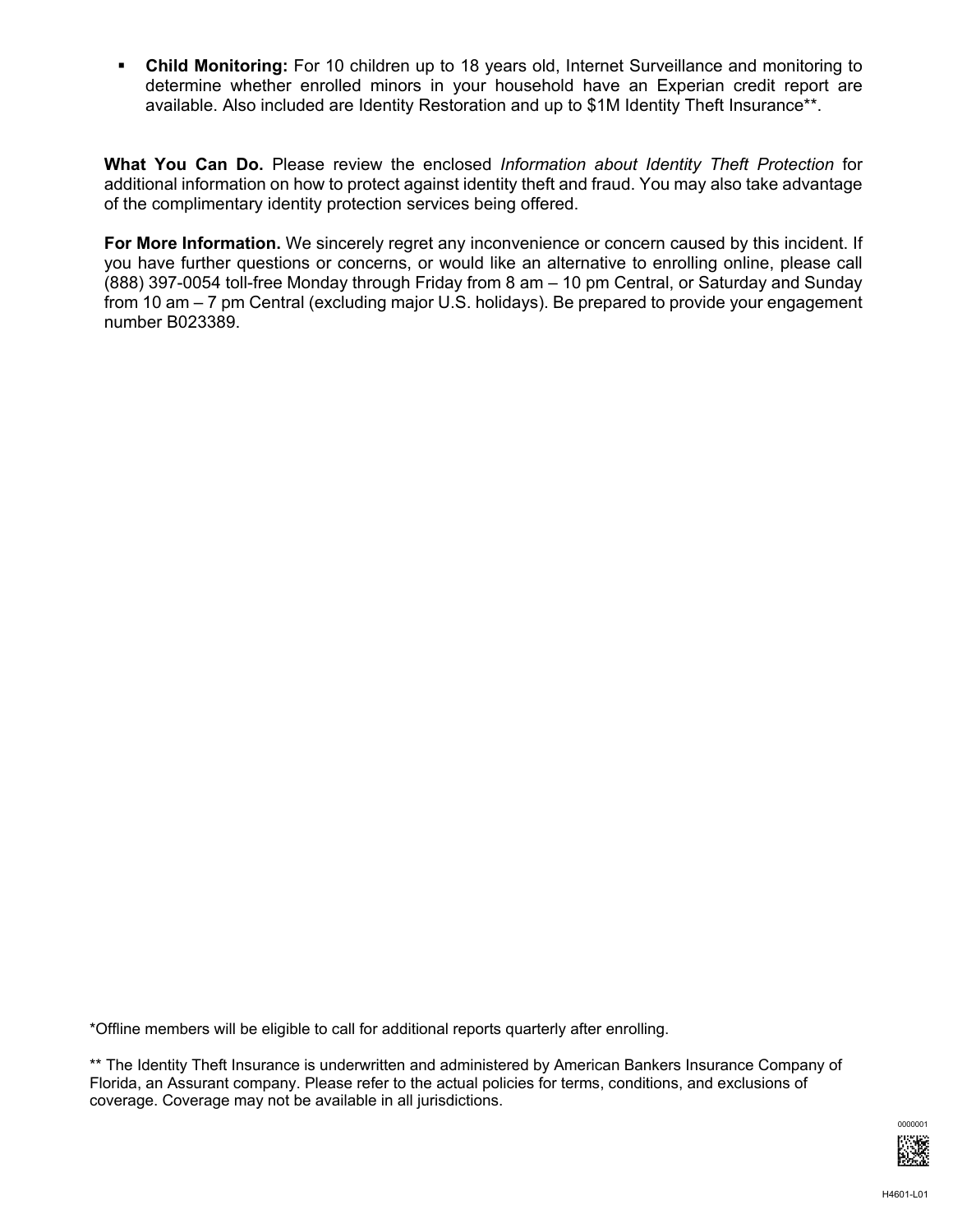- **Child Monitoring:** For 10 children up to 18 years old, Internet Surveillance and monitoring to determine whether enrolled minors in your household have an Experian credit report are available. Also included are Identity Restoration and up to $1M Identity Theft Insurance**.

**What You Can Do.** Please review the enclosed *Information about Identity Theft Protection* for additional information on how to protect against identity theft and fraud. You may also take advantage of the complimentary identity protection services being offered.

**For More Information.** We sincerely regret any inconvenience or concern caused by this incident. If you have further questions or concerns, or would like an alternative to enrolling online, please call (888) 397-0054 toll-free Monday through Friday from 8 am – 10 pm Central, or Saturday and Sunday from 10 am – 7 pm Central (excluding major U.S. holidays). Be prepared to provide your engagement number B023389.

*Offline members will be eligible to call for additional reports quarterly after enrolling.

** The Identity Theft Insurance is underwritten and administered by American Bankers Insurance Company of Florida, an Assurant company. Please refer to the actual policies for terms, conditions, and exclusions of coverage. Coverage may not be available in all jurisdictions.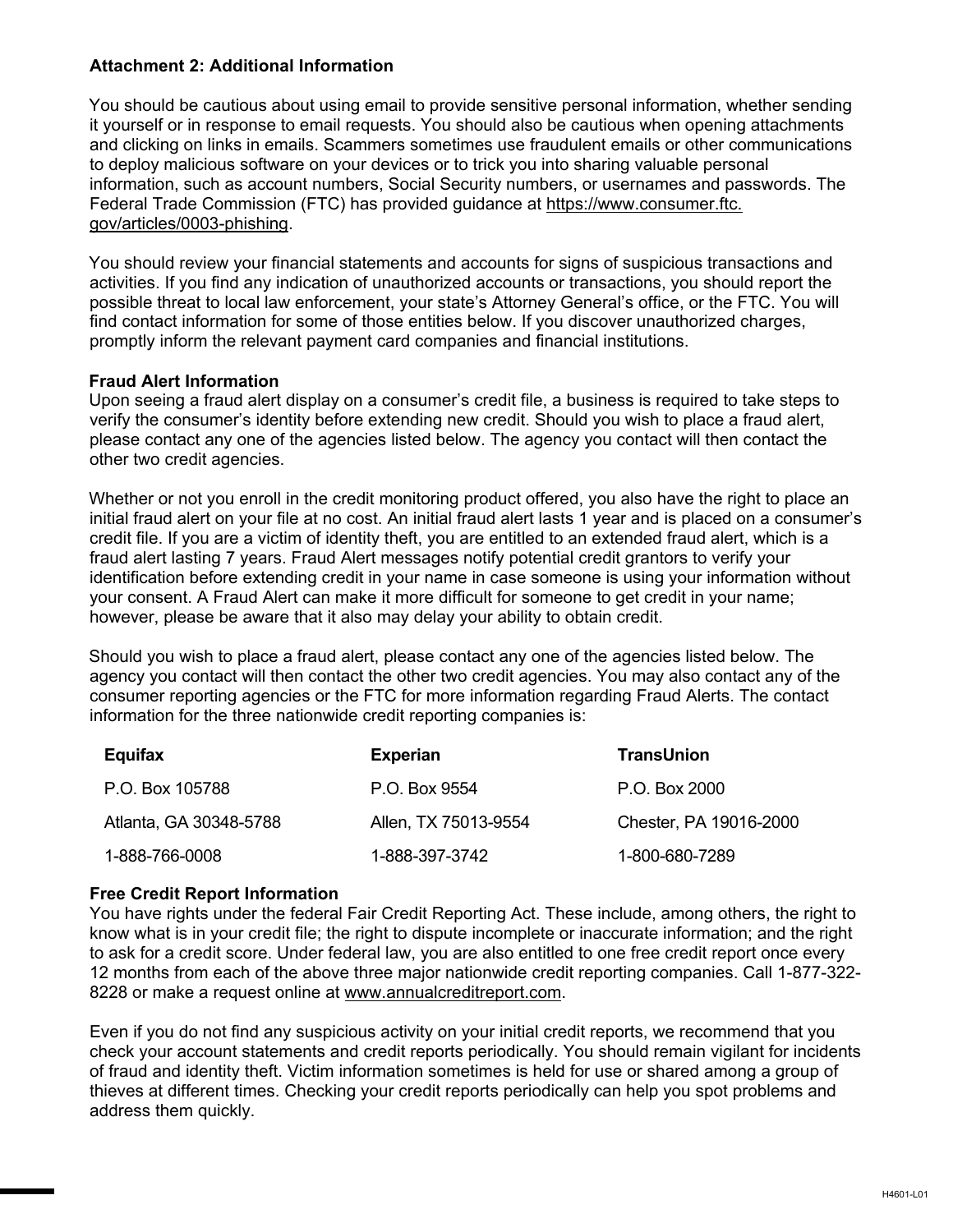## Attachment 2: Additional Information

You should be cautious about using email to provide sensitive personal information, whether sending it yourself or in response to email requests. You should also be cautious when opening attachments and clicking on links in emails. Scammers sometimes use fraudulent emails or other communications to deploy malicious software on your devices or to trick you into sharing valuable personal information, such as account numbers, Social Security numbers, or usernames and passwords. The Federal Trade Commission (FTC) has provided guidance at https://www.consumer.ftc.gov/articles/0003-phishing.

You should review your financial statements and accounts for signs of suspicious transactions and activities. If you find any indication of unauthorized accounts or transactions, you should report the possible threat to local law enforcement, your state's Attorney General's office, or the FTC. You will find contact information for some of those entities below. If you discover unauthorized charges, promptly inform the relevant payment card companies and financial institutions.

### Fraud Alert Information

Upon seeing a fraud alert display on a consumer's credit file, a business is required to take steps to verify the consumer's identity before extending new credit. Should you wish to place a fraud alert, please contact any one of the agencies listed below. The agency you contact will then contact the other two credit agencies.

Whether or not you enroll in the credit monitoring product offered, you also have the right to place an initial fraud alert on your file at no cost. An initial fraud alert lasts 1 year and is placed on a consumer's credit file. If you are a victim of identity theft, you are entitled to an extended fraud alert, which is a fraud alert lasting 7 years. Fraud Alert messages notify potential credit grantors to verify your identification before extending credit in your name in case someone is using your information without your consent. A Fraud Alert can make it more difficult for someone to get credit in your name; however, please be aware that it also may delay your ability to obtain credit.

Should you wish to place a fraud alert, please contact any one of the agencies listed below. The agency you contact will then contact the other two credit agencies. You may also contact any of the consumer reporting agencies or the FTC for more information regarding Fraud Alerts. The contact information for the three nationwide credit reporting companies is:

| Equifax | Experian | TransUnion |
|---|---|---|
| P.O. Box 105788 | P.O. Box 9554 | P.O. Box 2000 |
| Atlanta, GA 30348-5788 | Allen, TX 75013-9554 | Chester, PA 19016-2000 |
| 1-888-766-0008 | 1-888-397-3742 | 1-800-680-7289 |

### Free Credit Report Information

You have rights under the federal Fair Credit Reporting Act. These include, among others, the right to know what is in your credit file; the right to dispute incomplete or inaccurate information; and the right to ask for a credit score. Under federal law, you are also entitled to one free credit report once every 12 months from each of the above three major nationwide credit reporting companies. Call 1-877-322-8228 or make a request online at www.annualcreditreport.com.

Even if you do not find any suspicious activity on your initial credit reports, we recommend that you check your account statements and credit reports periodically. You should remain vigilant for incidents of fraud and identity theft. Victim information sometimes is held for use or shared among a group of thieves at different times. Checking your credit reports periodically can help you spot problems and address them quickly.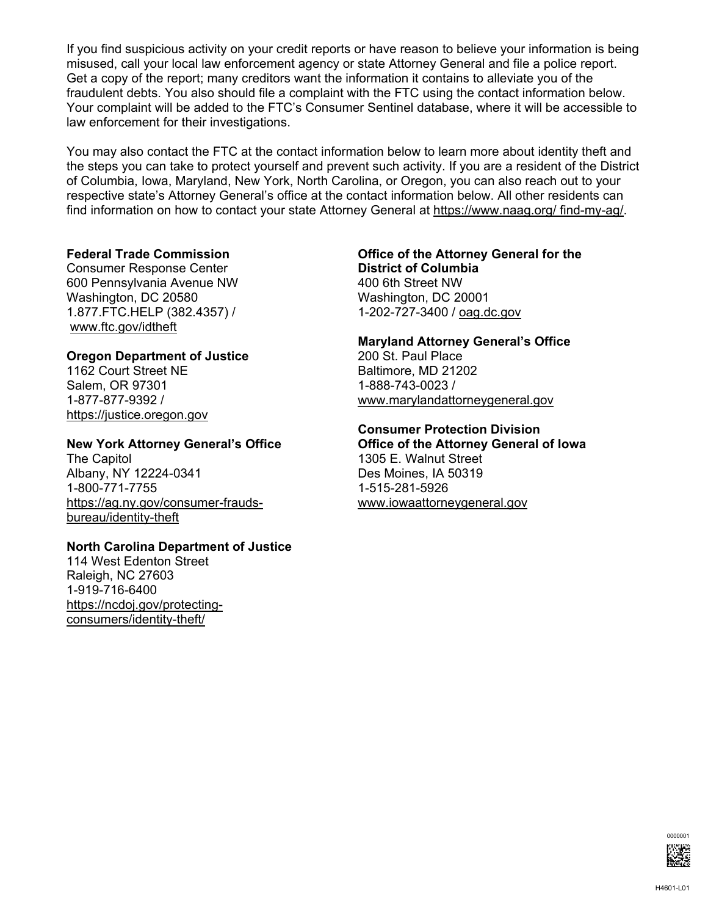If you find suspicious activity on your credit reports or have reason to believe your information is being misused, call your local law enforcement agency or state Attorney General and file a police report. Get a copy of the report; many creditors want the information it contains to alleviate you of the fraudulent debts. You also should file a complaint with the FTC using the contact information below. Your complaint will be added to the FTC's Consumer Sentinel database, where it will be accessible to law enforcement for their investigations.

You may also contact the FTC at the contact information below to learn more about identity theft and the steps you can take to protect yourself and prevent such activity. If you are a resident of the District of Columbia, Iowa, Maryland, New York, North Carolina, or Oregon, you can also reach out to your respective state's Attorney General's office at the contact information below. All other residents can find information on how to contact your state Attorney General at https://www.naag.org/ find-my-ag/.

**Federal Trade Commission**
Consumer Response Center
600 Pennsylvania Avenue NW
Washington, DC 20580
1.877.FTC.HELP (382.4357) /
www.ftc.gov/idtheft

**Oregon Department of Justice**
1162 Court Street NE
Salem, OR 97301
1-877-877-9392 /
https://justice.oregon.gov

**New York Attorney General's Office**
The Capitol
Albany, NY 12224-0341
1-800-771-7755
https://ag.ny.gov/consumer-frauds-bureau/identity-theft

**North Carolina Department of Justice**
114 West Edenton Street
Raleigh, NC 27603
1-919-716-6400
https://ncdoj.gov/protecting-consumers/identity-theft/

**Office of the Attorney General for the District of Columbia**
400 6th Street NW
Washington, DC 20001
1-202-727-3400 / oag.dc.gov

**Maryland Attorney General's Office**
200 St. Paul Place
Baltimore, MD 21202
1-888-743-0023 /
www.marylandattorneygeneral.gov

**Consumer Protection Division**
**Office of the Attorney General of Iowa**
1305 E. Walnut Street
Des Moines, IA 50319
1-515-281-5926
www.iowaattorneygeneral.gov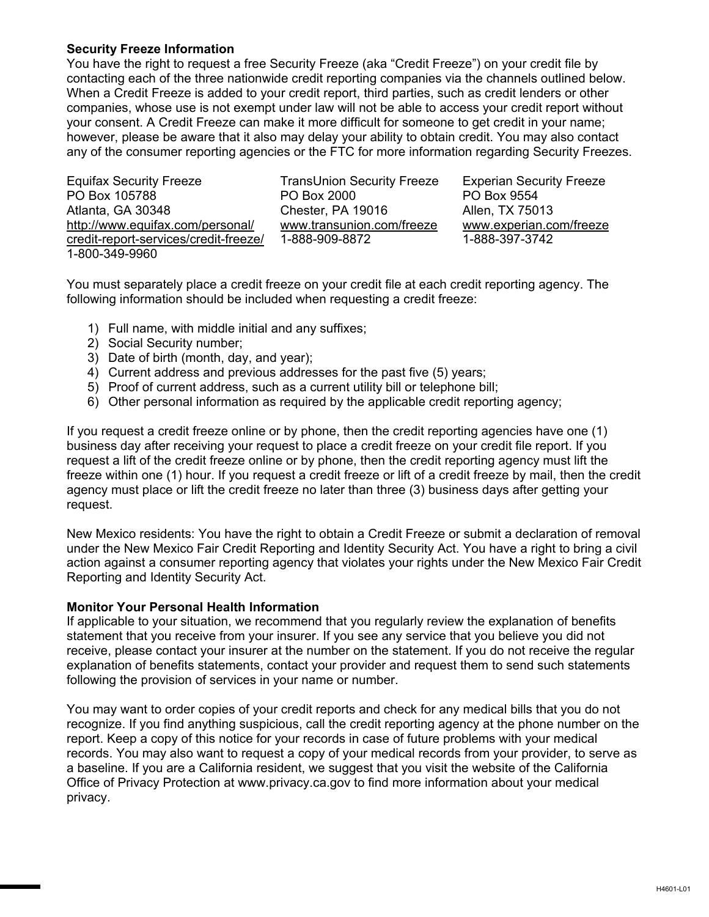**Security Freeze Information**

You have the right to request a free Security Freeze (aka "Credit Freeze") on your credit file by contacting each of the three nationwide credit reporting companies via the channels outlined below. When a Credit Freeze is added to your credit report, third parties, such as credit lenders or other companies, whose use is not exempt under law will not be able to access your credit report without your consent. A Credit Freeze can make it more difficult for someone to get credit in your name; however, please be aware that it also may delay your ability to obtain credit. You may also contact any of the consumer reporting agencies or the FTC for more information regarding Security Freezes.

| | | |
|---|---|---|
| Equifax Security Freeze<br>PO Box 105788<br>Atlanta, GA 30348<br>http://www.equifax.com/personal/credit-report-services/credit-freeze/<br>1-800-349-9960 | TransUnion Security Freeze<br>PO Box 2000<br>Chester, PA 19016<br>www.transunion.com/freeze<br>1-888-909-8872 | Experian Security Freeze<br>PO Box 9554<br>Allen, TX 75013<br>www.experian.com/freeze<br>1-888-397-3742 |

You must separately place a credit freeze on your credit file at each credit reporting agency. The following information should be included when requesting a credit freeze:

1) Full name, with middle initial and any suffixes;
2) Social Security number;
3) Date of birth (month, day, and year);
4) Current address and previous addresses for the past five (5) years;
5) Proof of current address, such as a current utility bill or telephone bill;
6) Other personal information as required by the applicable credit reporting agency;

If you request a credit freeze online or by phone, then the credit reporting agencies have one (1) business day after receiving your request to place a credit freeze on your credit file report. If you request a lift of the credit freeze online or by phone, then the credit reporting agency must lift the freeze within one (1) hour. If you request a credit freeze or lift of a credit freeze by mail, then the credit agency must place or lift the credit freeze no later than three (3) business days after getting your request.

New Mexico residents: You have the right to obtain a Credit Freeze or submit a declaration of removal under the New Mexico Fair Credit Reporting and Identity Security Act. You have a right to bring a civil action against a consumer reporting agency that violates your rights under the New Mexico Fair Credit Reporting and Identity Security Act.

**Monitor Your Personal Health Information**

If applicable to your situation, we recommend that you regularly review the explanation of benefits statement that you receive from your insurer. If you see any service that you believe you did not receive, please contact your insurer at the number on the statement. If you do not receive the regular explanation of benefits statements, contact your provider and request them to send such statements following the provision of services in your name or number.

You may want to order copies of your credit reports and check for any medical bills that you do not recognize. If you find anything suspicious, call the credit reporting agency at the phone number on the report. Keep a copy of this notice for your records in case of future problems with your medical records. You may also want to request a copy of your medical records from your provider, to serve as a baseline. If you are a California resident, we suggest that you visit the website of the California Office of Privacy Protection at www.privacy.ca.gov to find more information about your medical privacy.

H4601-L01